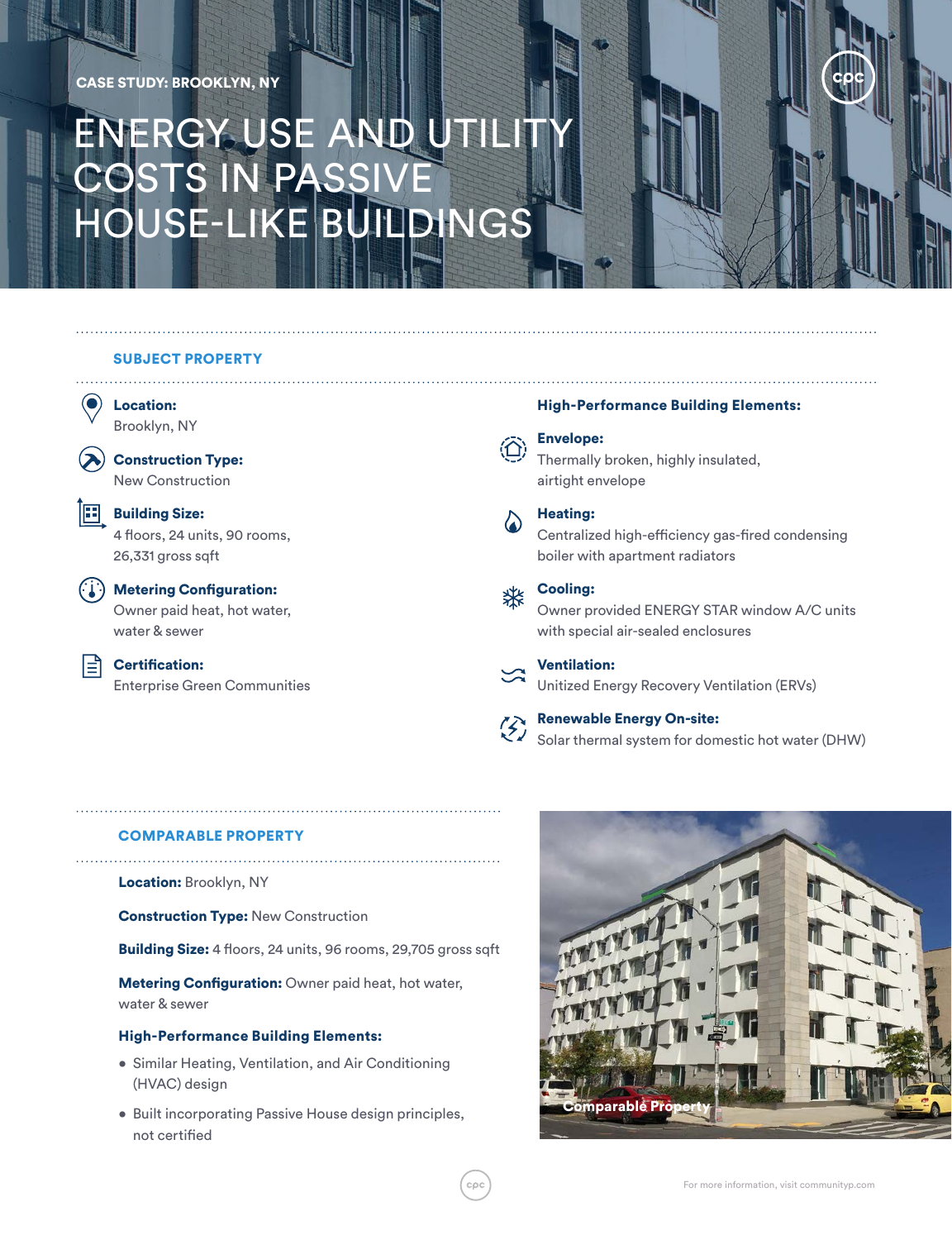CASE STUDY: BROOKLYN, NY

# ENERGY USE AND UTILITY COSTS IN PASSIVE HOUSE-LIKE BUILDINGS

## SUBJECT PROPERTY

**Location:**
Brooklyn, NY

**Construction Type:**
New Construction

**Building Size:**
4 floors, 24 units, 90 rooms, 26,331 gross sqft

**Metering Configuration:**
Owner paid heat, hot water, water & sewer

**Certification:**
Enterprise Green Communities

### High-Performance Building Elements:

**Envelope:**
Thermally broken, highly insulated, airtight envelope

**Heating:**
Centralized high-efficiency gas-fired condensing boiler with apartment radiators

**Cooling:**
Owner provided ENERGY STAR window A/C units with special air-sealed enclosures

**Ventilation:**
Unitized Energy Recovery Ventilation (ERVs)

**Renewable Energy On-site:**
Solar thermal system for domestic hot water (DHW)

## COMPARABLE PROPERTY

**Location:** Brooklyn, NY

**Construction Type:** New Construction

**Building Size:** 4 floors, 24 units, 96 rooms, 29,705 gross sqft

**Metering Configuration:** Owner paid heat, hot water, water & sewer

**High-Performance Building Elements:**

- Similar Heating, Ventilation, and Air Conditioning (HVAC) design
- Built incorporating Passive House design principles, not certified

Comparable Property

For more information, visit communityp.com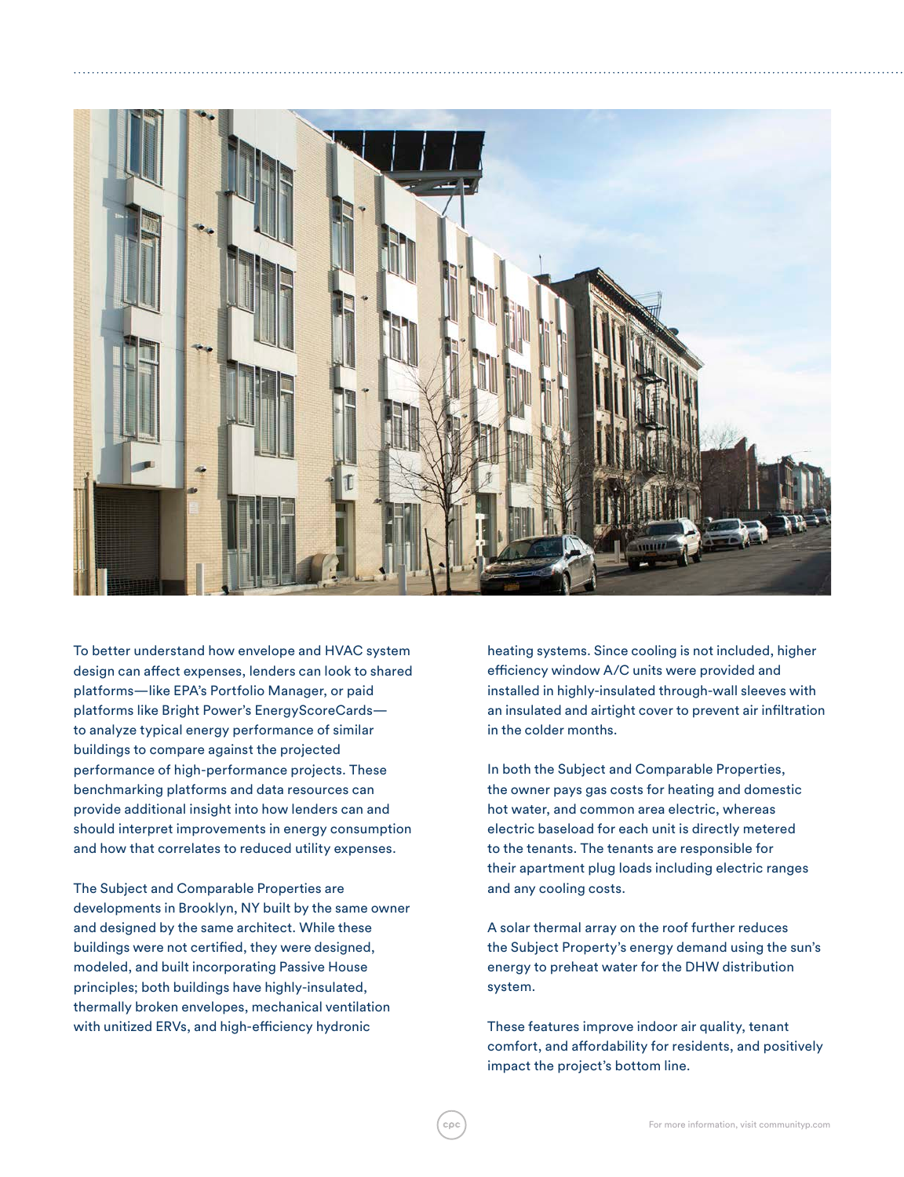To better understand how envelope and HVAC system design can affect expenses, lenders can look to shared platforms—like EPA's Portfolio Manager, or paid platforms like Bright Power's EnergyScoreCards—to analyze typical energy performance of similar buildings to compare against the projected performance of high-performance projects. These benchmarking platforms and data resources can provide additional insight into how lenders can and should interpret improvements in energy consumption and how that correlates to reduced utility expenses.

The Subject and Comparable Properties are developments in Brooklyn, NY built by the same owner and designed by the same architect. While these buildings were not certified, they were designed, modeled, and built incorporating Passive House principles; both buildings have highly-insulated, thermally broken envelopes, mechanical ventilation with unitized ERVs, and high-efficiency hydronic heating systems. Since cooling is not included, higher efficiency window A/C units were provided and installed in highly-insulated through-wall sleeves with an insulated and airtight cover to prevent air infiltration in the colder months.

In both the Subject and Comparable Properties, the owner pays gas costs for heating and domestic hot water, and common area electric, whereas electric baseload for each unit is directly metered to the tenants. The tenants are responsible for their apartment plug loads including electric ranges and any cooling costs.

A solar thermal array on the roof further reduces the Subject Property's energy demand using the sun's energy to preheat water for the DHW distribution system.

These features improve indoor air quality, tenant comfort, and affordability for residents, and positively impact the project's bottom line.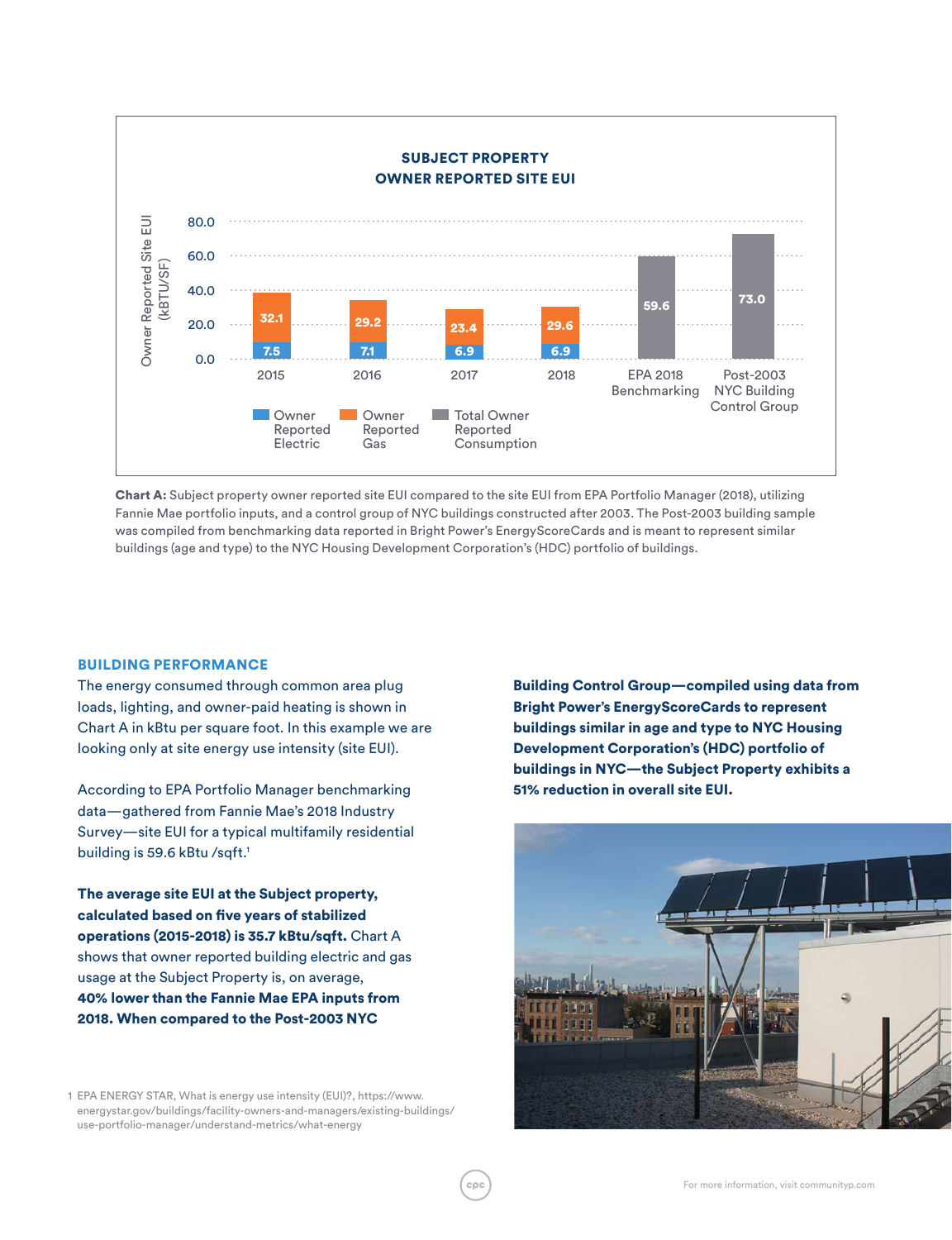**SUBJECT PROPERTY OWNER REPORTED SITE EUI**

| | Owner Reported Electric | Owner Reported Gas | Total Owner Reported Consumption |
|---|---|---|---|
| 2015 | 7.5 | 32.1 | |
| 2016 | 7.1 | 29.2 | |
| 2017 | 6.9 | 23.4 | |
| 2018 | 6.9 | 29.6 | |
| EPA 2018 Benchmarking | | | 59.6 |
| Post-2003 NYC Building Control Group | | | 73.0 |

Owner Reported Site EUI (kBTU/SF)

**Chart A:** Subject property owner reported site EUI compared to the site EUI from EPA Portfolio Manager (2018), utilizing Fannie Mae portfolio inputs, and a control group of NYC buildings constructed after 2003. The Post-2003 building sample was compiled from benchmarking data reported in Bright Power's EnergyScoreCards and is meant to represent similar buildings (age and type) to the NYC Housing Development Corporation's (HDC) portfolio of buildings.

## BUILDING PERFORMANCE

The energy consumed through common area plug loads, lighting, and owner-paid heating is shown in Chart A in kBtu per square foot. In this example we are looking only at site energy use intensity (site EUI).

According to EPA Portfolio Manager benchmarking data—gathered from Fannie Mae's 2018 Industry Survey—site EUI for a typical multifamily residential building is 59.6 kBtu /sqft.[1]

**The average site EUI at the Subject property, calculated based on five years of stabilized operations (2015-2018) is 35.7 kBtu/sqft.** Chart A shows that owner reported building electric and gas usage at the Subject Property is, on average, **40% lower than the Fannie Mae EPA inputs from 2018. When compared to the Post-2003 NYC Building Control Group—compiled using data from Bright Power's EnergyScoreCards to represent buildings similar in age and type to NYC Housing Development Corporation's (HDC) portfolio of buildings in NYC—the Subject Property exhibits a 51% reduction in overall site EUI.**

1 EPA ENERGY STAR, What is energy use intensity (EUI)?, https://www.energystar.gov/buildings/facility-owners-and-managers/existing-buildings/use-portfolio-manager/understand-metrics/what-energy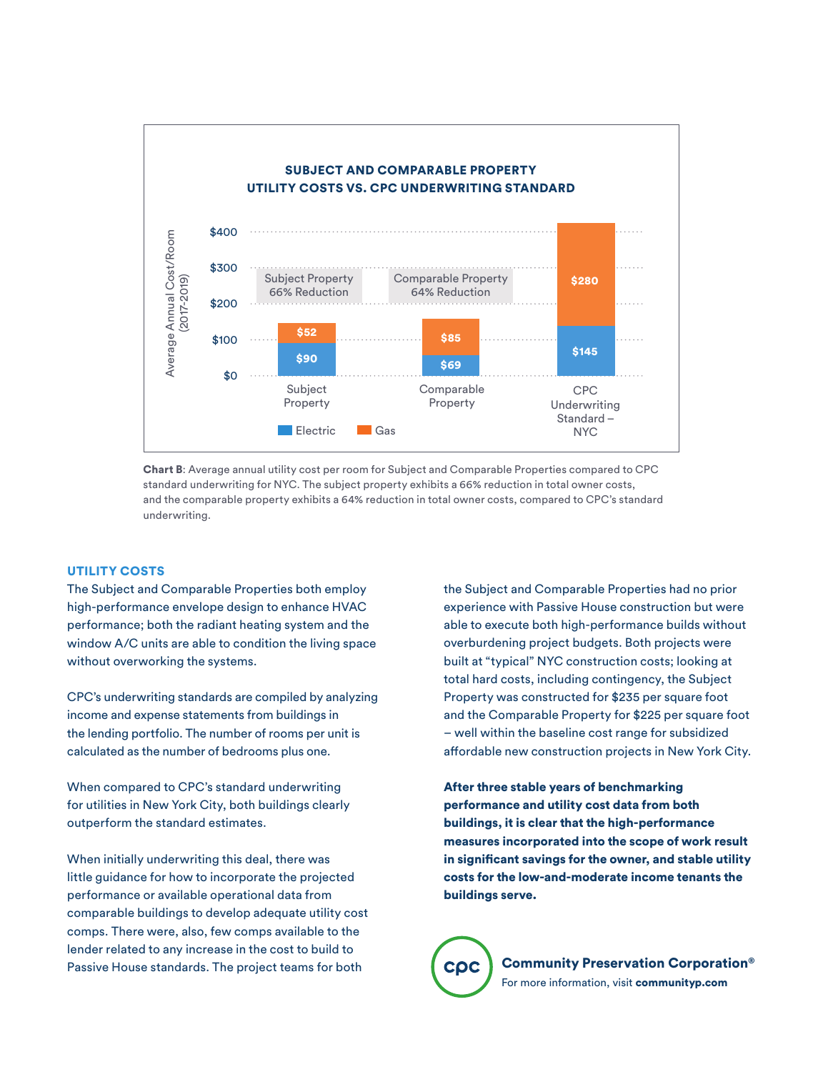**SUBJECT AND COMPARABLE PROPERTY**
**UTILITY COSTS VS. CPC UNDERWRITING STANDARD**

Average Annual Cost/Room (2017-2019)

$400
$300
$200
$100
$0

Subject Property 66% Reduction

Comparable Property 64% Reduction

$52
$90
$85
$69
$280
$145

Subject Property

Comparable Property

CPC Underwriting Standard – NYC

Electric
Gas

**Chart B**: Average annual utility cost per room for Subject and Comparable Properties compared to CPC standard underwriting for NYC. The subject property exhibits a 66% reduction in total owner costs, and the comparable property exhibits a 64% reduction in total owner costs, compared to CPC's standard underwriting.

## UTILITY COSTS

The Subject and Comparable Properties both employ high-performance envelope design to enhance HVAC performance; both the radiant heating system and the window A/C units are able to condition the living space without overworking the systems.

CPC's underwriting standards are compiled by analyzing income and expense statements from buildings in the lending portfolio. The number of rooms per unit is calculated as the number of bedrooms plus one.

When compared to CPC's standard underwriting for utilities in New York City, both buildings clearly outperform the standard estimates.

When initially underwriting this deal, there was little guidance for how to incorporate the projected performance or available operational data from comparable buildings to develop adequate utility cost comps. There were, also, few comps available to the lender related to any increase in the cost to build to Passive House standards. The project teams for both the Subject and Comparable Properties had no prior experience with Passive House construction but were able to execute both high-performance builds without overburdening project budgets. Both projects were built at "typical" NYC construction costs; looking at total hard costs, including contingency, the Subject Property was constructed for $235 per square foot and the Comparable Property for $225 per square foot – well within the baseline cost range for subsidized affordable new construction projects in New York City.

**After three stable years of benchmarking performance and utility cost data from both buildings, it is clear that the high-performance measures incorporated into the scope of work result in significant savings for the owner, and stable utility costs for the low-and-moderate income tenants the buildings serve.**

**Community Preservation Corporation®**
For more information, visit **communityp.com**